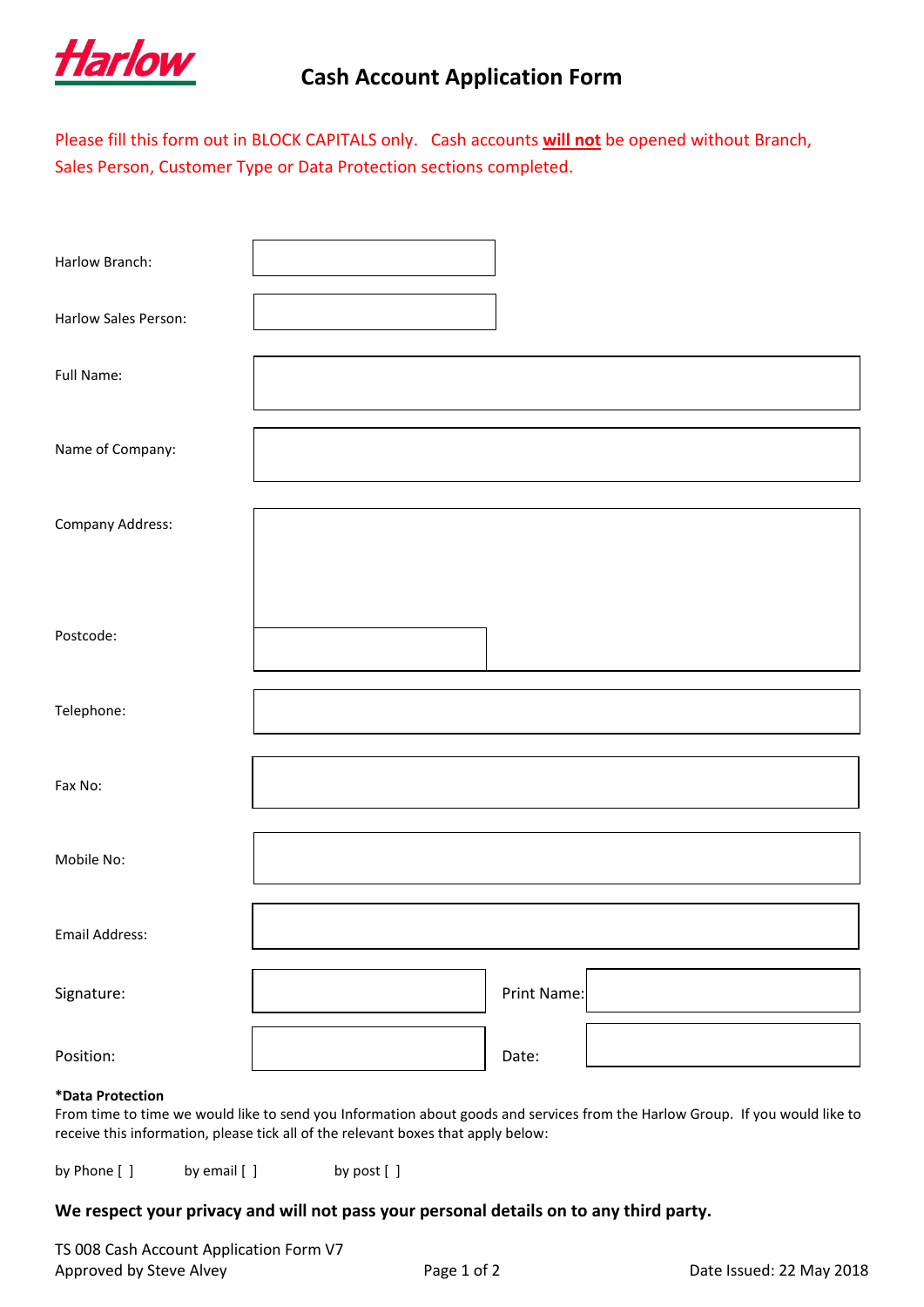Harlow

# Cash Account Application Form

Please fill this form out in BLOCK CAPITALS only. Cash accounts **will not** be opened without Branch, Sales Person, Customer Type or Data Protection sections completed.

| | |
|---|---|
| Harlow Branch: | |
| Harlow Sales Person: | |
| Full Name: | |
| Name of Company: | |
| Company Address: | |
| Postcode: | |
| Telephone: | |
| Fax No: | |
| Mobile No: | |
| Email Address: | |

| | | | |
|---|---|---|---|
| Signature: | | Print Name: | |
| Position: | | Date: | |

**\*Data Protection**

From time to time we would like to send you Information about goods and services from the Harlow Group. If you would like to receive this information, please tick all of the relevant boxes that apply below:

by Phone [ ] by email [ ] by post [ ]

**We respect your privacy and will not pass your personal details on to any third party.**

TS 008 Cash Account Application Form V7
Approved by Steve Alvey

Date Issued: 22 May 2018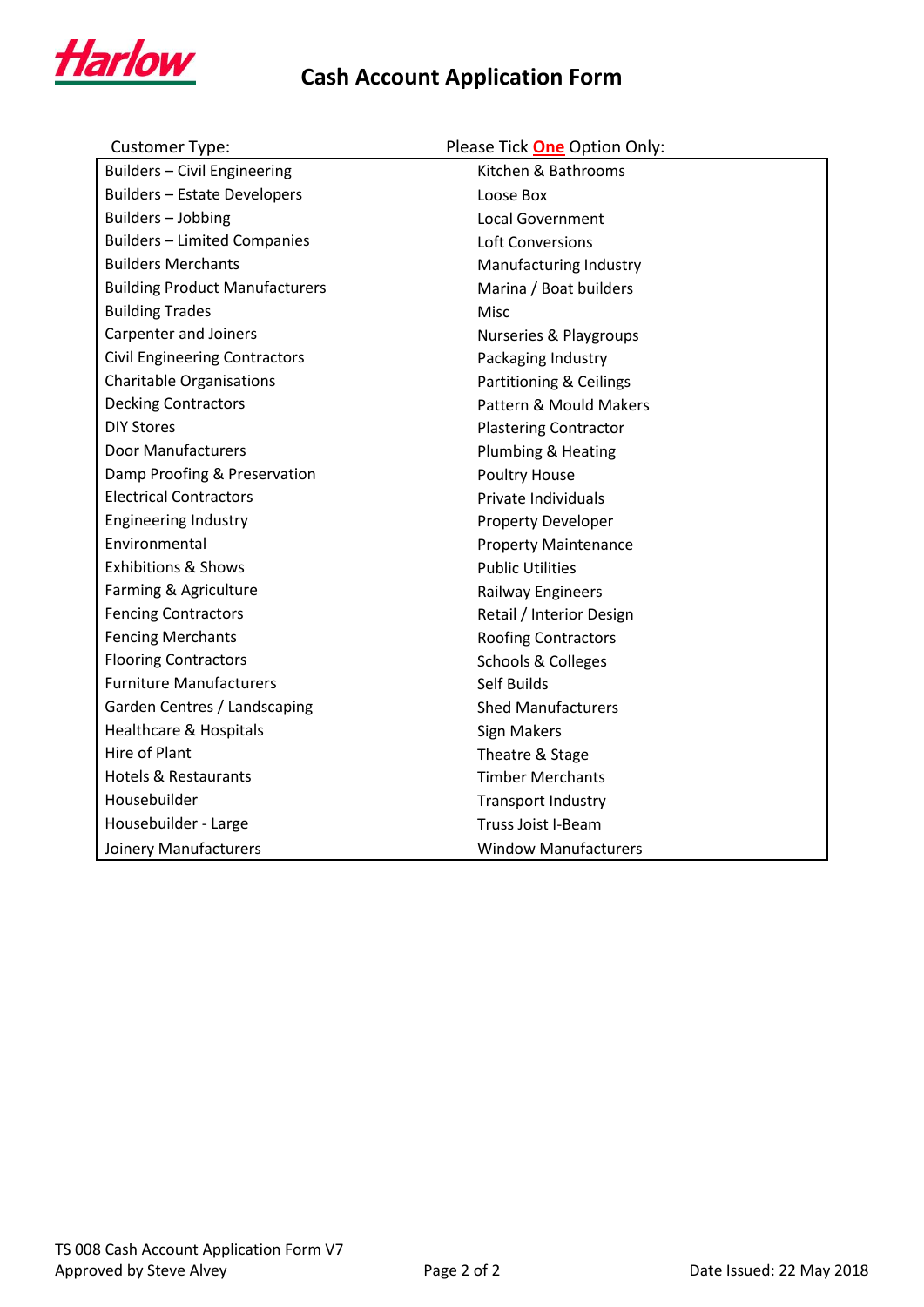Harlow

# Cash Account Application Form

| Customer Type: | Please Tick **One** Option Only: |
|---|---|
| Builders – Civil Engineering | Kitchen & Bathrooms |
| Builders – Estate Developers | Loose Box |
| Builders – Jobbing | Local Government |
| Builders – Limited Companies | Loft Conversions |
| Builders Merchants | Manufacturing Industry |
| Building Product Manufacturers | Marina / Boat builders |
| Building Trades | Misc |
| Carpenter and Joiners | Nurseries & Playgroups |
| Civil Engineering Contractors | Packaging Industry |
| Charitable Organisations | Partitioning & Ceilings |
| Decking Contractors | Pattern & Mould Makers |
| DIY Stores | Plastering Contractor |
| Door Manufacturers | Plumbing & Heating |
| Damp Proofing & Preservation | Poultry House |
| Electrical Contractors | Private Individuals |
| Engineering Industry | Property Developer |
| Environmental | Property Maintenance |
| Exhibitions & Shows | Public Utilities |
| Farming & Agriculture | Railway Engineers |
| Fencing Contractors | Retail / Interior Design |
| Fencing Merchants | Roofing Contractors |
| Flooring Contractors | Schools & Colleges |
| Furniture Manufacturers | Self Builds |
| Garden Centres / Landscaping | Shed Manufacturers |
| Healthcare & Hospitals | Sign Makers |
| Hire of Plant | Theatre & Stage |
| Hotels & Restaurants | Timber Merchants |
| Housebuilder | Transport Industry |
| Housebuilder - Large | Truss Joist I-Beam |
| Joinery Manufacturers | Window Manufacturers |

TS 008 Cash Account Application Form V7
Approved by Steve Alvey

Date Issued: 22 May 2018